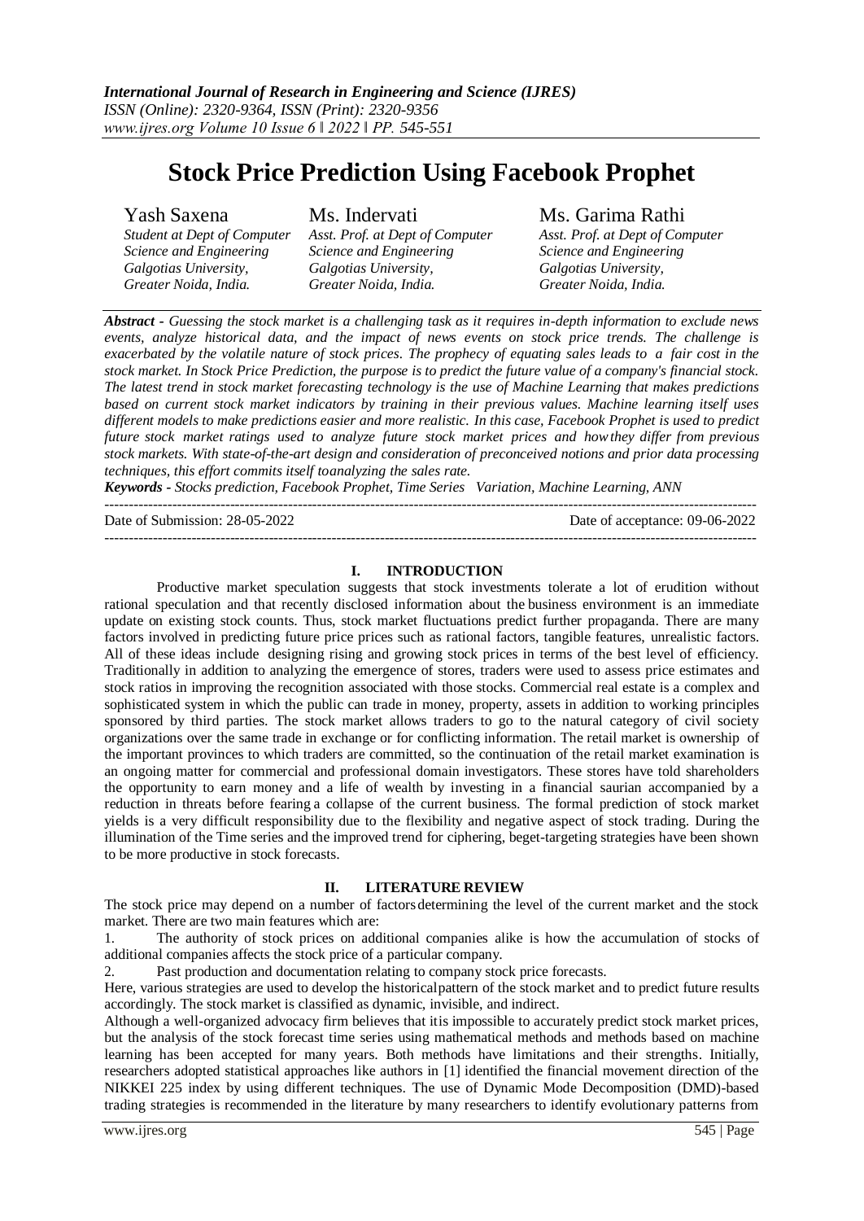# Stock Price Prediction Using Facebook Prophet

**Yash Saxena**
*Student at Dept of Computer Science and Engineering Galgotias University, Greater Noida, India.*

**Ms. Indervati**
*Asst. Prof. at Dept of Computer Science and Engineering Galgotias University, Greater Noida, India.*

**Ms. Garima Rathi**
*Asst. Prof. at Dept of Computer Science and Engineering Galgotias University, Greater Noida, India.*

***Abstract -*** *Guessing the stock market is a challenging task as it requires in-depth information to exclude news events, analyze historical data, and the impact of news events on stock price trends. The challenge is exacerbated by the volatile nature of stock prices. The prophecy of equating sales leads to a fair cost in the stock market. In Stock Price Prediction, the purpose is to predict the future value of a company's financial stock. The latest trend in stock market forecasting technology is the use of Machine Learning that makes predictions based on current stock market indicators by training in their previous values. Machine learning itself uses different models to make predictions easier and more realistic. In this case, Facebook Prophet is used to predict future stock market ratings used to analyze future stock market prices and how they differ from previous stock markets. With state-of-the-art design and consideration of preconceived notions and prior data processing techniques, this effort commits itself toanalyzing the sales rate.*

***Keywords -*** *Stocks prediction, Facebook Prophet, Time Series Variation, Machine Learning, ANN*

---

Date of Submission: 28-05-2022 Date of acceptance: 09-06-2022

---

## I. INTRODUCTION

Productive market speculation suggests that stock investments tolerate a lot of erudition without rational speculation and that recently disclosed information about the business environment is an immediate update on existing stock counts. Thus, stock market fluctuations predict further propaganda. There are many factors involved in predicting future price prices such as rational factors, tangible features, unrealistic factors. All of these ideas include designing rising and growing stock prices in terms of the best level of efficiency. Traditionally in addition to analyzing the emergence of stores, traders were used to assess price estimates and stock ratios in improving the recognition associated with those stocks. Commercial real estate is a complex and sophisticated system in which the public can trade in money, property, assets in addition to working principles sponsored by third parties. The stock market allows traders to go to the natural category of civil society organizations over the same trade in exchange or for conflicting information. The retail market is ownership of the important provinces to which traders are committed, so the continuation of the retail market examination is an ongoing matter for commercial and professional domain investigators. These stores have told shareholders the opportunity to earn money and a life of wealth by investing in a financial saurian accompanied by a reduction in threats before fearing a collapse of the current business. The formal prediction of stock market yields is a very difficult responsibility due to the flexibility and negative aspect of stock trading. During the illumination of the Time series and the improved trend for ciphering, beget-targeting strategies have been shown to be more productive in stock forecasts.

## II. LITERATURE REVIEW

The stock price may depend on a number of factorsdetermining the level of the current market and the stock market. There are two main features which are:

1. The authority of stock prices on additional companies alike is how the accumulation of stocks of additional companies affects the stock price of a particular company.
2. Past production and documentation relating to company stock price forecasts.

Here, various strategies are used to develop the historicalpattern of the stock market and to predict future results accordingly. The stock market is classified as dynamic, invisible, and indirect.

Although a well-organized advocacy firm believes that itis impossible to accurately predict stock market prices, but the analysis of the stock forecast time series using mathematical methods and methods based on machine learning has been accepted for many years. Both methods have limitations and their strengths. Initially, researchers adopted statistical approaches like authors in [1] identified the financial movement direction of the NIKKEI 225 index by using different techniques. The use of Dynamic Mode Decomposition (DMD)-based trading strategies is recommended in the literature by many researchers to identify evolutionary patterns from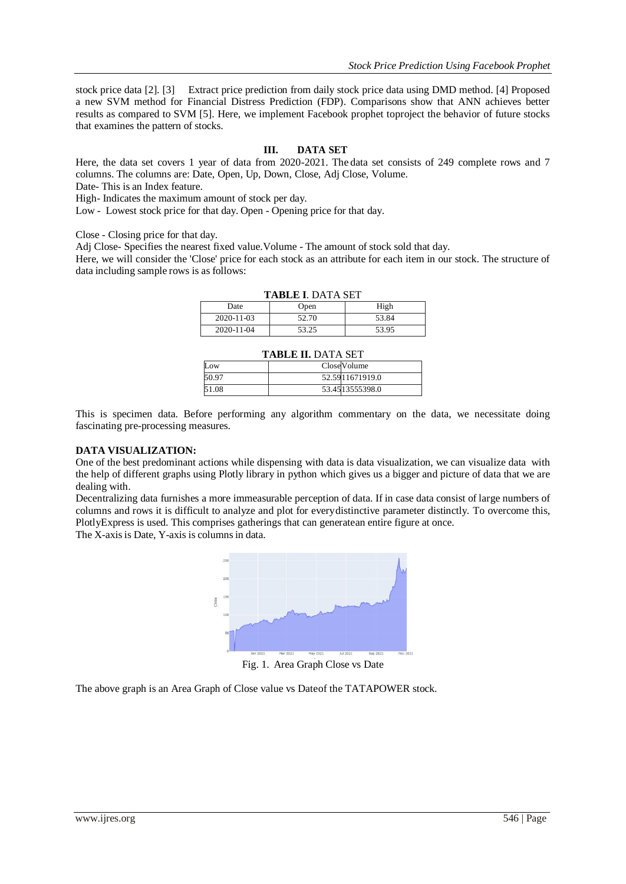stock price data [2]. [3] Extract price prediction from daily stock price data using DMD method. [4] Proposed a new SVM method for Financial Distress Prediction (FDP). Comparisons show that ANN achieves better results as compared to SVM [5]. Here, we implement Facebook prophet toproject the behavior of future stocks that examines the pattern of stocks.

## III. DATA SET

Here, the data set covers 1 year of data from 2020-2021. The data set consists of 249 complete rows and 7 columns. The columns are: Date, Open, Up, Down, Close, Adj Close, Volume.

Date- This is an Index feature.

High- Indicates the maximum amount of stock per day.

Low - Lowest stock price for that day. Open - Opening price for that day.

Close - Closing price for that day.

Adj Close- Specifies the nearest fixed value.Volume - The amount of stock sold that day.

Here, we will consider the 'Close' price for each stock as an attribute for each item in our stock. The structure of data including sample rows is as follows:

**TABLE I**. DATA SET

| Date | Open | High |
|---|---|---|
| 2020-11-03 | 52.70 | 53.84 |
| 2020-11-04 | 53.25 | 53.95 |

**TABLE II.** DATA SET

| Low | Close | Volume |
|---|---|---|
| 50.97 | 52.59 | 11671919.0 |
| 51.08 | 53.45 | 13555398.0 |

This is specimen data. Before performing any algorithm commentary on the data, we necessitate doing fascinating pre-processing measures.

**DATA VISUALIZATION:**

One of the best predominant actions while dispensing with data is data visualization, we can visualize data with the help of different graphs using Plotly library in python which gives us a bigger and picture of data that we are dealing with.

Decentralizing data furnishes a more immeasurable perception of data. If in case data consist of large numbers of columns and rows it is difficult to analyze and plot for everydistinctive parameter distinctly. To overcome this, PlotlyExpress is used. This comprises gatherings that can generatean entire figure at once.

The X-axis is Date, Y-axis is columns in data.

Fig. 1. Area Graph Close vs Date

The above graph is an Area Graph of Close value vs Dateof the TATAPOWER stock.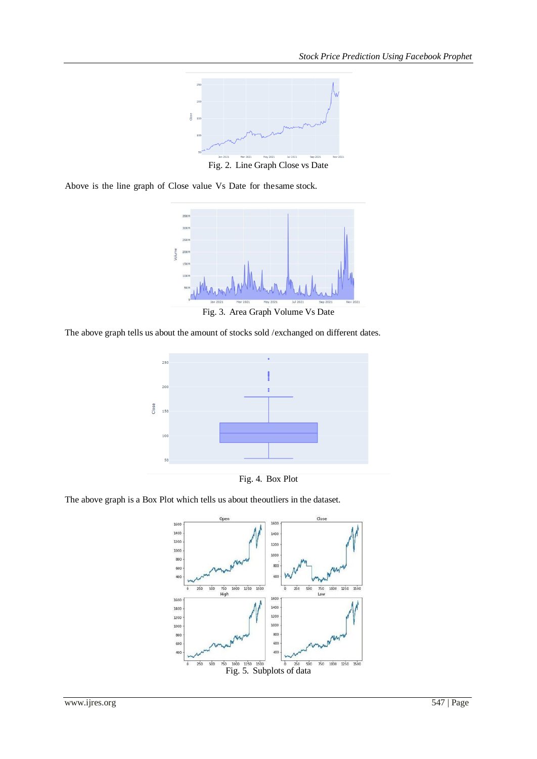Fig. 2. Line Graph Close vs Date

Above is the line graph of Close value Vs Date for thesame stock.

Fig. 3. Area Graph Volume Vs Date

The above graph tells us about the amount of stocks sold /exchanged on different dates.

Fig. 4. Box Plot

The above graph is a Box Plot which tells us about theoutliers in the dataset.

Fig. 5. Subplots of data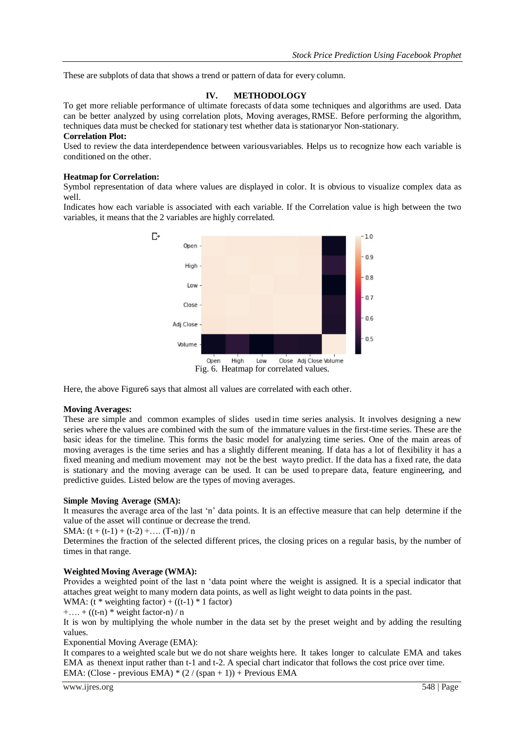These are subplots of data that shows a trend or pattern of data for every column.

## IV. METHODOLOGY

To get more reliable performance of ultimate forecasts of data some techniques and algorithms are used. Data can be better analyzed by using correlation plots, Moving averages, RMSE. Before performing the algorithm, techniques data must be checked for stationary test whether data is stationaryor Non-stationary.

**Correlation Plot:**

Used to review the data interdependence between variousvariables. Helps us to recognize how each variable is conditioned on the other.

**Heatmap for Correlation:**

Symbol representation of data where values are displayed in color. It is obvious to visualize complex data as well.

Indicates how each variable is associated with each variable. If the Correlation value is high between the two variables, it means that the 2 variables are highly correlated.

Fig. 6. Heatmap for correlated values.

Here, the above Figure6 says that almost all values are correlated with each other.

**Moving Averages:**

These are simple and common examples of slides used in time series analysis. It involves designing a new series where the values are combined with the sum of the immature values in the first-time series. These are the basic ideas for the timeline. This forms the basic model for analyzing time series. One of the main areas of moving averages is the time series and has a slightly different meaning. If data has a lot of flexibility it has a fixed meaning and medium movement may not be the best wayto predict. If the data has a fixed rate, the data is stationary and the moving average can be used. It can be used to prepare data, feature engineering, and predictive guides. Listed below are the types of moving averages.

**Simple Moving Average (SMA):**

It measures the average area of the last 'n' data points. It is an effective measure that can help determine if the value of the asset will continue or decrease the trend.

SMA: (t + (t-1) + (t-2) +…. (T-n)) / n

Determines the fraction of the selected different prices, the closing prices on a regular basis, by the number of times in that range.

**Weighted Moving Average (WMA):**

Provides a weighted point of the last n 'data point where the weight is assigned. It is a special indicator that attaches great weight to many modern data points, as well as light weight to data points in the past.

WMA: (t * weighting factor) + ((t-1) * 1 factor)

+…. + ((t-n) * weight factor-n) / n

It is won by multiplying the whole number in the data set by the preset weight and by adding the resulting values.

Exponential Moving Average (EMA):

It compares to a weighted scale but we do not share weights here. It takes longer to calculate EMA and takes EMA as thenext input rather than t-1 and t-2. A special chart indicator that follows the cost price over time.

EMA: (Close - previous EMA) * (2 / (span + 1)) + Previous EMA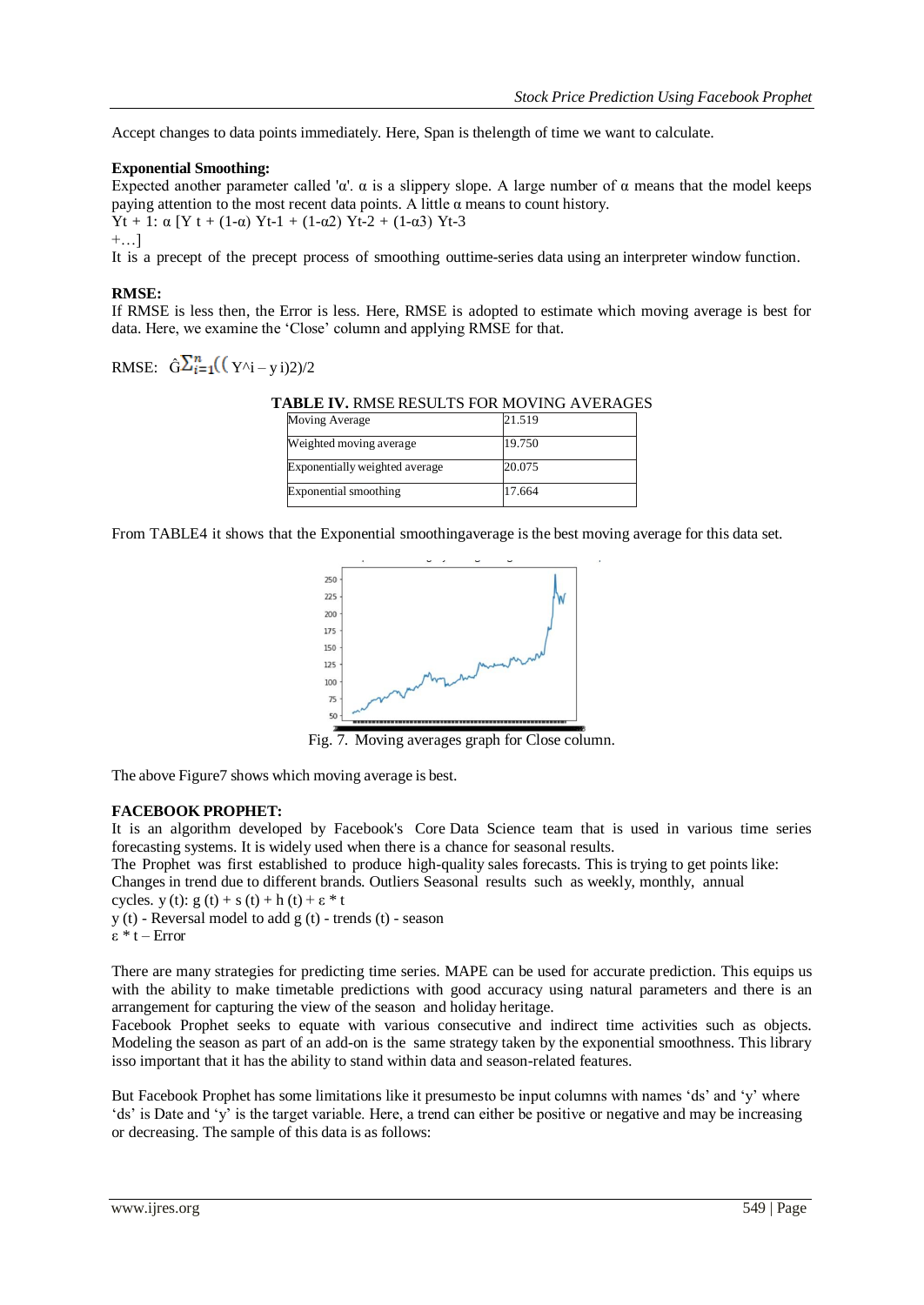Accept changes to data points immediately. Here, Span is thelength of time we want to calculate.

**Exponential Smoothing:**

Expected another parameter called 'α'. α is a slippery slope. A large number of α means that the model keeps paying attention to the most recent data points. A little α means to count history.

$Yt + 1: \alpha [Y t + (1-\alpha) Yt-1 + (1-\alpha 2) Yt-2 + (1-\alpha 3) Yt-3 + \ldots]$

It is a precept of the precept process of smoothing outtime-series data using an interpreter window function.

**RMSE:**

If RMSE is less then, the Error is less. Here, RMSE is adopted to estimate which moving average is best for data. Here, we examine the 'Close' column and applying RMSE for that.

RMSE: $\hat{G}\sum_{i=1}^{n}((Y^{\wedge}i - y\, i)2)/2$

**TABLE IV.** RMSE RESULTS FOR MOVING AVERAGES

| Moving Average | 21.519 |
|---|---|
| Weighted moving average | 19.750 |
| Exponentially weighted average | 20.075 |
| Exponential smoothing | 17.664 |

From TABLE4 it shows that the Exponential smoothingaverage is the best moving average for this data set.

Fig. 7. Moving averages graph for Close column.

The above Figure7 shows which moving average is best.

**FACEBOOK PROPHET:**

It is an algorithm developed by Facebook's Core Data Science team that is used in various time series forecasting systems. It is widely used when there is a chance for seasonal results.

The Prophet was first established to produce high-quality sales forecasts. This is trying to get points like: Changes in trend due to different brands. Outliers Seasonal results such as weekly, monthly, annual cycles. $y(t): g(t) + s(t) + h(t) + \varepsilon * t$

y (t) - Reversal model to add g (t) - trends (t) - season

$\varepsilon * t$ – Error

There are many strategies for predicting time series. MAPE can be used for accurate prediction. This equips us with the ability to make timetable predictions with good accuracy using natural parameters and there is an arrangement for capturing the view of the season and holiday heritage.

Facebook Prophet seeks to equate with various consecutive and indirect time activities such as objects. Modeling the season as part of an add-on is the same strategy taken by the exponential smoothness. This library isso important that it has the ability to stand within data and season-related features.

But Facebook Prophet has some limitations like it presumesto be input columns with names 'ds' and 'y' where 'ds' is Date and 'y' is the target variable. Here, a trend can either be positive or negative and may be increasing or decreasing. The sample of this data is as follows: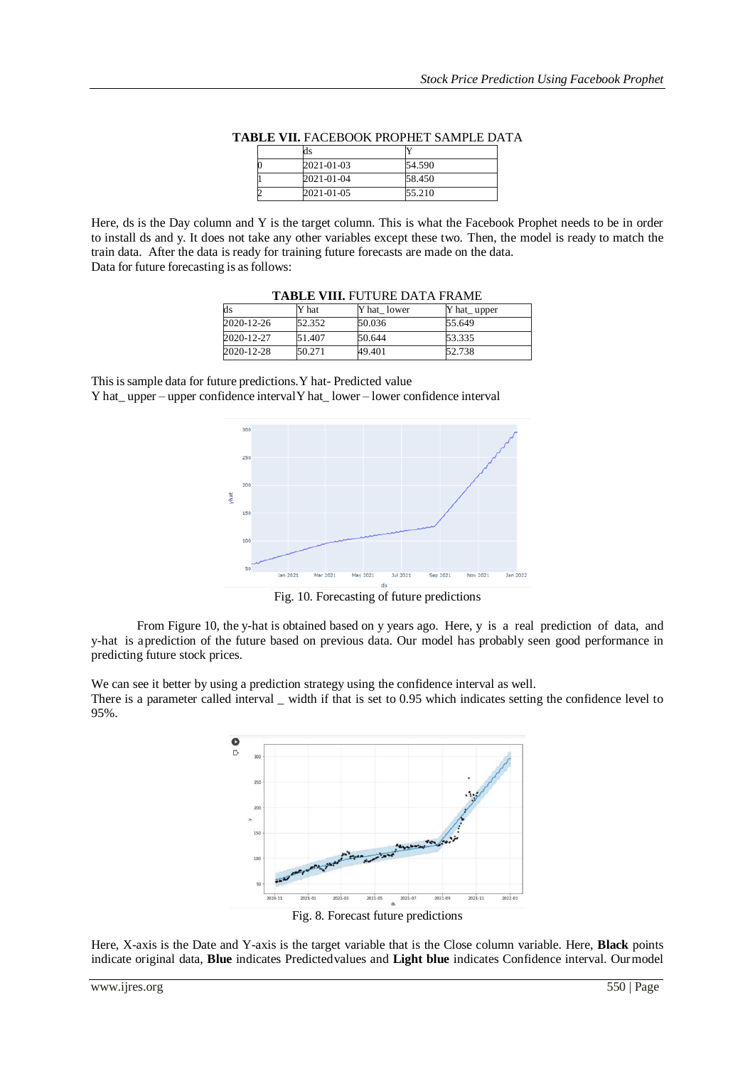**TABLE VII.** FACEBOOK PROPHET SAMPLE DATA

| | ds | Y |
|---|---|---|
| 0 | 2021-01-03 | 54.590 |
| 1 | 2021-01-04 | 58.450 |
| 2 | 2021-01-05 | 55.210 |

Here, ds is the Day column and Y is the target column. This is what the Facebook Prophet needs to be in order to install ds and y. It does not take any other variables except these two. Then, the model is ready to match the train data. After the data is ready for training future forecasts are made on the data.
Data for future forecasting is as follows:

**TABLE VIII.** FUTURE DATA FRAME

| ds | Y hat | Y hat_ lower | Y hat_ upper |
|---|---|---|---|
| 2020-12-26 | 52.352 | 50.036 | 55.649 |
| 2020-12-27 | 51.407 | 50.644 | 53.335 |
| 2020-12-28 | 50.271 | 49.401 | 52.738 |

This is sample data for future predictions. Y hat- Predicted value
Y hat_ upper – upper confidence interval Y hat_ lower – lower confidence interval

Fig. 10. Forecasting of future predictions

From Figure 10, the y-hat is obtained based on y years ago. Here, y is a real prediction of data, and y-hat is a prediction of the future based on previous data. Our model has probably seen good performance in predicting future stock prices.

We can see it better by using a prediction strategy using the confidence interval as well.
There is a parameter called interval _ width if that is set to 0.95 which indicates setting the confidence level to 95%.

Fig. 8. Forecast future predictions

Here, X-axis is the Date and Y-axis is the target variable that is the Close column variable. Here, **Black** points indicate original data, **Blue** indicates Predicted values and **Light blue** indicates Confidence interval. Our model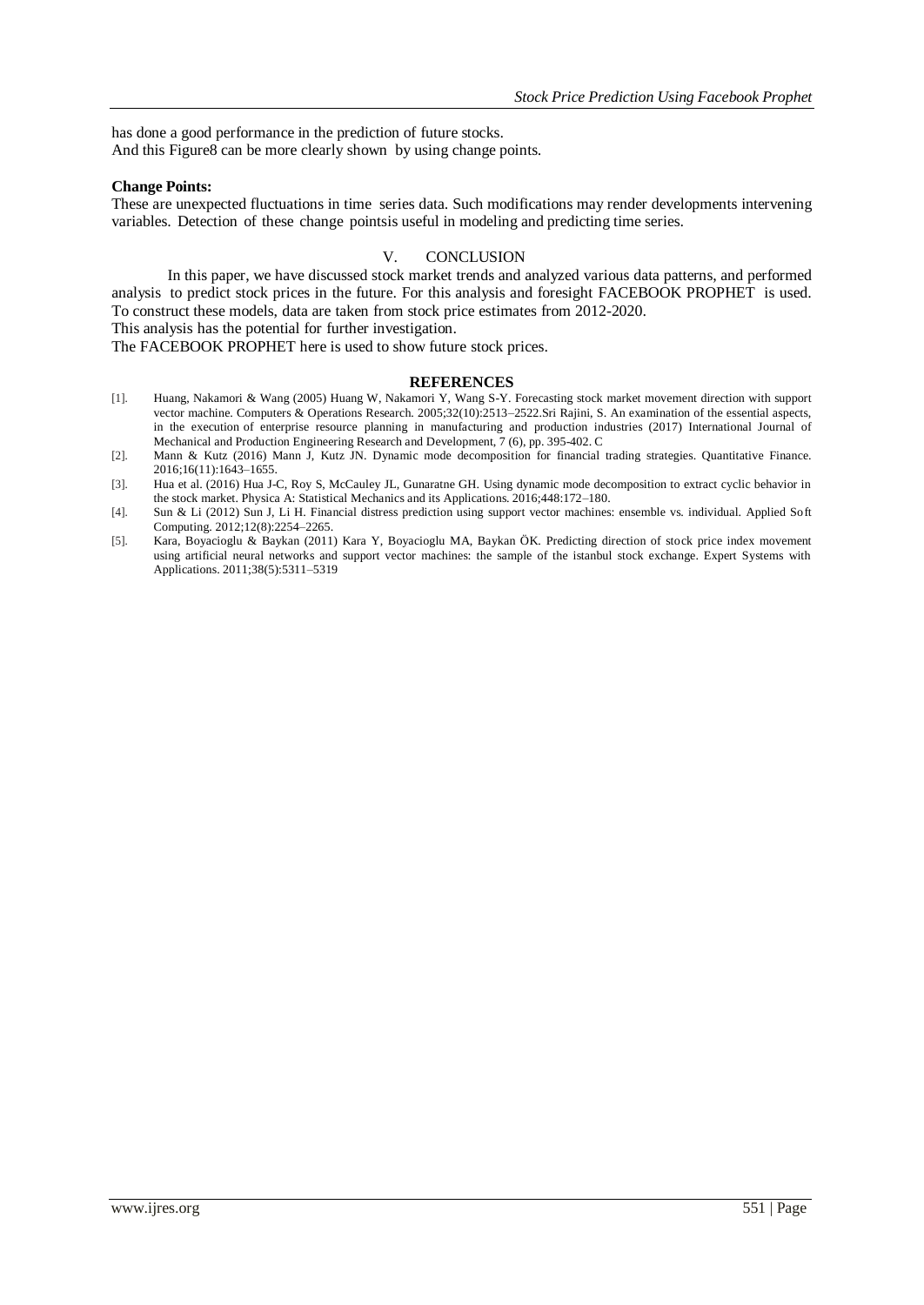has done a good performance in the prediction of future stocks.
And this Figure8 can be more clearly shown by using change points.

**Change Points:**

These are unexpected fluctuations in time series data. Such modifications may render developments intervening variables. Detection of these change pointsis useful in modeling and predicting time series.

## V. CONCLUSION

In this paper, we have discussed stock market trends and analyzed various data patterns, and performed analysis to predict stock prices in the future. For this analysis and foresight FACEBOOK PROPHET is used. To construct these models, data are taken from stock price estimates from 2012-2020.

This analysis has the potential for further investigation.

The FACEBOOK PROPHET here is used to show future stock prices.

## REFERENCES

[1]. Huang, Nakamori & Wang (2005) Huang W, Nakamori Y, Wang S-Y. Forecasting stock market movement direction with support vector machine. Computers & Operations Research. 2005;32(10):2513–2522.Sri Rajini, S. An examination of the essential aspects, in the execution of enterprise resource planning in manufacturing and production industries (2017) International Journal of Mechanical and Production Engineering Research and Development, 7 (6), pp. 395-402. C

[2]. Mann & Kutz (2016) Mann J, Kutz JN. Dynamic mode decomposition for financial trading strategies. Quantitative Finance. 2016;16(11):1643–1655.

[3]. Hua et al. (2016) Hua J-C, Roy S, McCauley JL, Gunaratne GH. Using dynamic mode decomposition to extract cyclic behavior in the stock market. Physica A: Statistical Mechanics and its Applications. 2016;448:172–180.

[4]. Sun & Li (2012) Sun J, Li H. Financial distress prediction using support vector machines: ensemble vs. individual. Applied Soft Computing. 2012;12(8):2254–2265.

[5]. Kara, Boyacioglu & Baykan (2011) Kara Y, Boyacioglu MA, Baykan ÖK. Predicting direction of stock price index movement using artificial neural networks and support vector machines: the sample of the istanbul stock exchange. Expert Systems with Applications. 2011;38(5):5311–5319